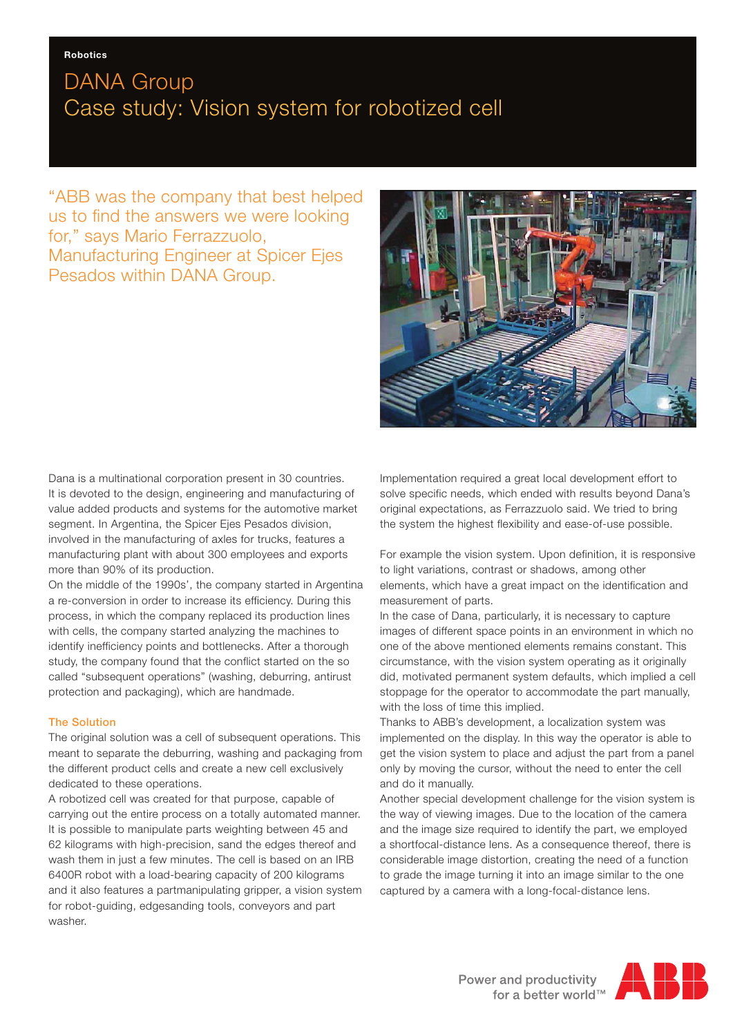Robotics

# DANA Group
# Case study: Vision system for robotized cell

"ABB was the company that best helped us to find the answers we were looking for," says Mario Ferrazzuolo, Manufacturing Engineer at Spicer Ejes Pesados within DANA Group.

Dana is a multinational corporation present in 30 countries. It is devoted to the design, engineering and manufacturing of value added products and systems for the automotive market segment. In Argentina, the Spicer Ejes Pesados division, involved in the manufacturing of axles for trucks, features a manufacturing plant with about 300 employees and exports more than 90% of its production.

On the middle of the 1990s', the company started in Argentina a re-conversion in order to increase its efficiency. During this process, in which the company replaced its production lines with cells, the company started analyzing the machines to identify inefficiency points and bottlenecks. After a thorough study, the company found that the conflict started on the so called "subsequent operations" (washing, deburring, antirust protection and packaging), which are handmade.

## The Solution

The original solution was a cell of subsequent operations. This meant to separate the deburring, washing and packaging from the different product cells and create a new cell exclusively dedicated to these operations.

A robotized cell was created for that purpose, capable of carrying out the entire process on a totally automated manner. It is possible to manipulate parts weighting between 45 and 62 kilograms with high-precision, sand the edges thereof and wash them in just a few minutes. The cell is based on an IRB 6400R robot with a load-bearing capacity of 200 kilograms and it also features a partmanipulating gripper, a vision system for robot-guiding, edgesanding tools, conveyors and part washer.

Implementation required a great local development effort to solve specific needs, which ended with results beyond Dana's original expectations, as Ferrazzuolo said. We tried to bring the system the highest flexibility and ease-of-use possible.

For example the vision system. Upon definition, it is responsive to light variations, contrast or shadows, among other elements, which have a great impact on the identification and measurement of parts.

In the case of Dana, particularly, it is necessary to capture images of different space points in an environment in which no one of the above mentioned elements remains constant. This circumstance, with the vision system operating as it originally did, motivated permanent system defaults, which implied a cell stoppage for the operator to accommodate the part manually, with the loss of time this implied.

Thanks to ABB's development, a localization system was implemented on the display. In this way the operator is able to get the vision system to place and adjust the part from a panel only by moving the cursor, without the need to enter the cell and do it manually.

Another special development challenge for the vision system is the way of viewing images. Due to the location of the camera and the image size required to identify the part, we employed a shortfocal-distance lens. As a consequence thereof, there is considerable image distortion, creating the need of a function to grade the image turning it into an image similar to the one captured by a camera with a long-focal-distance lens.

Power and productivity for a better world™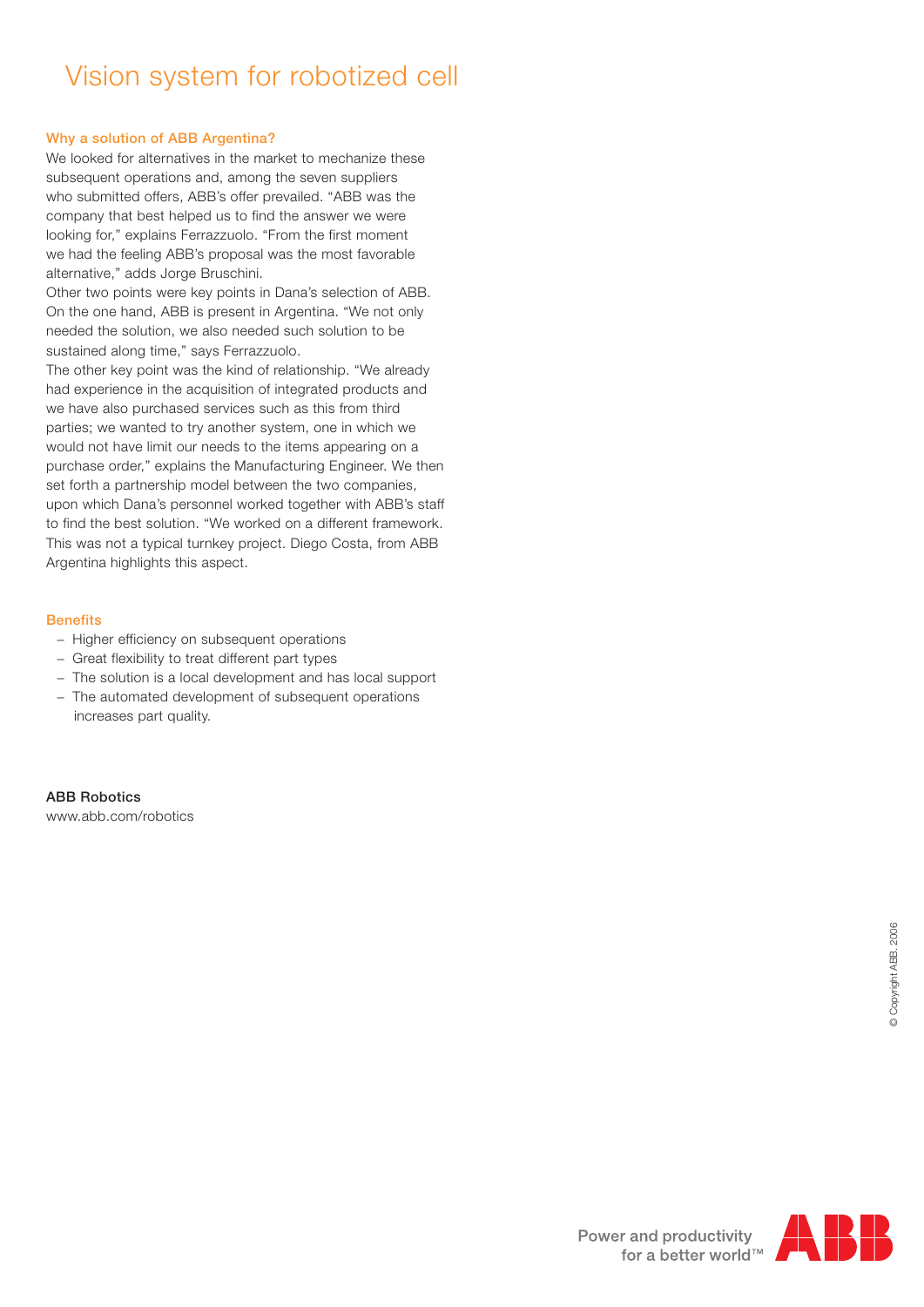# Vision system for robotized cell

### Why a solution of ABB Argentina?

We looked for alternatives in the market to mechanize these subsequent operations and, among the seven suppliers who submitted offers, ABB's offer prevailed. "ABB was the company that best helped us to find the answer we were looking for," explains Ferrazzuolo. "From the first moment we had the feeling ABB's proposal was the most favorable alternative," adds Jorge Bruschini.

Other two points were key points in Dana's selection of ABB. On the one hand, ABB is present in Argentina. "We not only needed the solution, we also needed such solution to be sustained along time," says Ferrazzuolo.

The other key point was the kind of relationship. "We already had experience in the acquisition of integrated products and we have also purchased services such as this from third parties; we wanted to try another system, one in which we would not have limit our needs to the items appearing on a purchase order," explains the Manufacturing Engineer. We then set forth a partnership model between the two companies, upon which Dana's personnel worked together with ABB's staff to find the best solution. "We worked on a different framework. This was not a typical turnkey project. Diego Costa, from ABB Argentina highlights this aspect.

### Benefits

- Higher efficiency on subsequent operations
- Great flexibility to treat different part types
- The solution is a local development and has local support
- The automated development of subsequent operations increases part quality.

**ABB Robotics**
www.abb.com/robotics

© Copyright ABB. 2006

Power and productivity
for a better world™